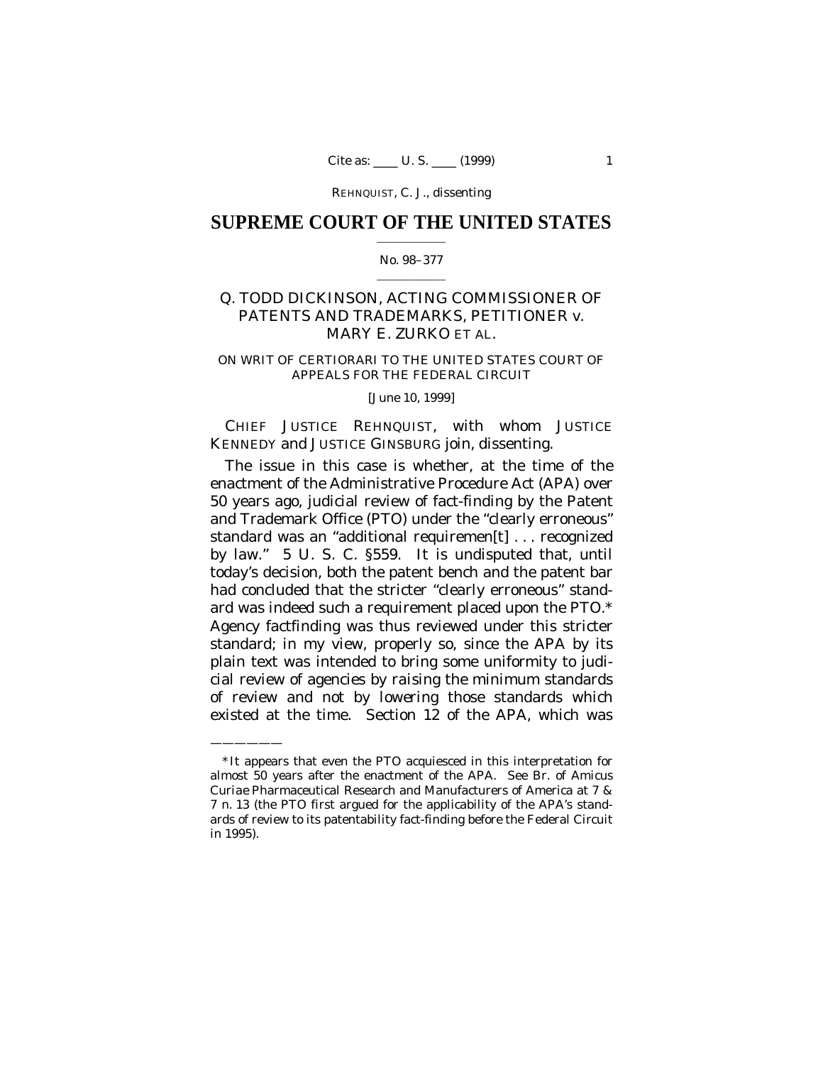# SUPREME COURT OF THE UNITED STATES

No. 98–377

## Q. TODD DICKINSON, ACTING COMMISSIONER OF PATENTS AND TRADEMARKS, PETITIONER *v.* MARY E. ZURKO ET AL.

ON WRIT OF CERTIORARI TO THE UNITED STATES COURT OF APPEALS FOR THE FEDERAL CIRCUIT

[June 10, 1999]

CHIEF JUSTICE REHNQUIST, with whom JUSTICE KENNEDY and JUSTICE GINSBURG join, dissenting.

The issue in this case is whether, at the time of the enactment of the Administrative Procedure Act (APA) over 50 years ago, judicial review of fact-finding by the Patent and Trademark Office (PTO) under the "clearly erroneous" standard was an "additional requiremen[t] . . . recognized by law." 5 U. S. C. §559. It is undisputed that, until today's decision, both the patent bench and the patent bar had concluded that the stricter "clearly erroneous" standard was indeed such a requirement placed upon the PTO.* Agency factfinding was thus reviewed under this stricter standard; in my view, properly so, since the APA by its plain text was intended to bring some uniformity to judicial review of agencies by raising the minimum standards of review and not by lowering those standards which existed at the time. Section 12 of the APA, which was

———————

*It appears that even the PTO acquiesced in this interpretation for almost 50 years after the enactment of the APA. See Br. of Amicus Curiae Pharmaceutical Research and Manufacturers of America at 7 & 7 n. 13 (the PTO first argued for the applicability of the APA's standards of review to its patentability fact-finding before the Federal Circuit in 1995).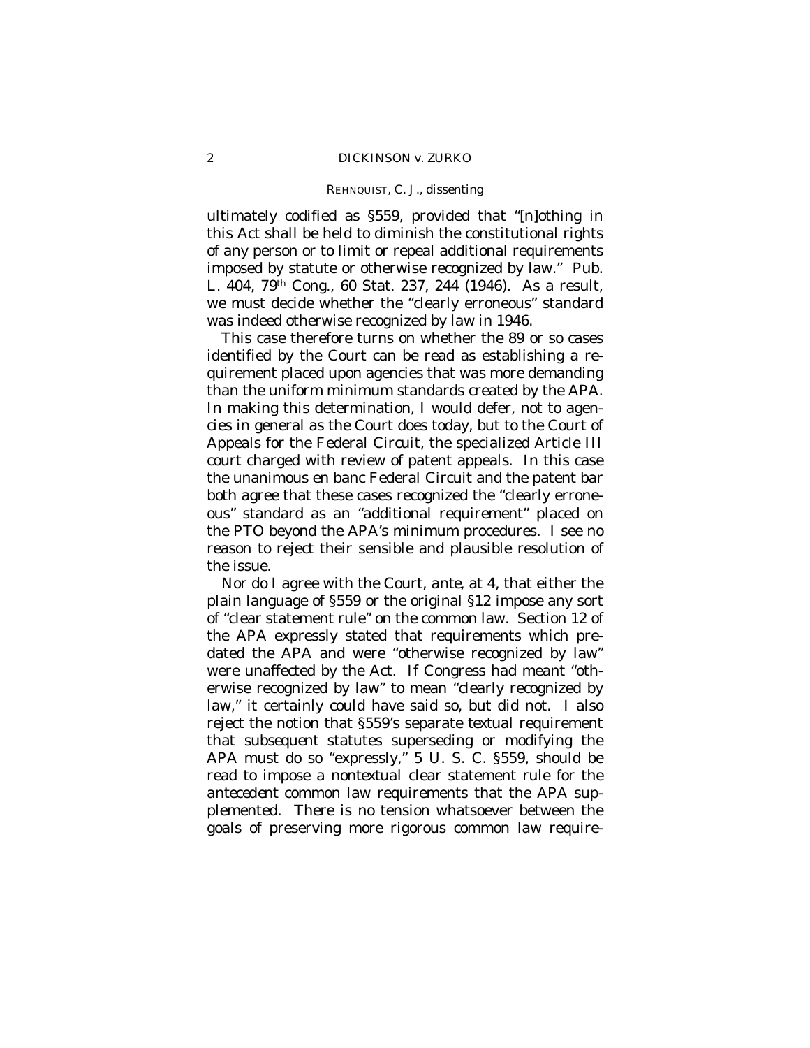ultimately codified as §559, provided that "[n]othing in this Act shall be held to diminish the constitutional rights of any person or to limit or repeal additional requirements imposed by statute or otherwise recognized by law." Pub. L. 404, 79th Cong., 60 Stat. 237, 244 (1946). As a result, we must decide whether the "clearly erroneous" standard was indeed otherwise recognized by law in 1946.

This case therefore turns on whether the 89 or so cases identified by the Court can be read as establishing a requirement placed upon agencies that was more demanding than the uniform minimum standards created by the APA. In making this determination, I would defer, not to agencies in general as the Court does today, but to the Court of Appeals for the Federal Circuit, the specialized Article III court charged with review of patent appeals. In this case the unanimous en banc Federal Circuit and the patent bar both agree that these cases recognized the "clearly erroneous" standard as an "additional requirement" placed on the PTO beyond the APA's minimum procedures. I see no reason to reject their sensible and plausible resolution of the issue.

Nor do I agree with the Court, *ante*, at 4, that either the plain language of §559 or the original §12 impose any sort of "clear statement rule" on the common law. Section 12 of the APA expressly stated that requirements which predated the APA and were "otherwise recognized by law" were unaffected by the Act. If Congress had meant "otherwise recognized by law" to mean "clearly recognized by law," it certainly could have said so, but did not. I also reject the notion that §559's separate textual requirement that *subsequent* statutes superseding or modifying the APA must do so "expressly," 5 U. S. C. §559, should be read to impose a nontextual clear statement rule for the *antecedent* common law requirements that the APA supplemented. There is no tension whatsoever between the goals of preserving more rigorous common law require-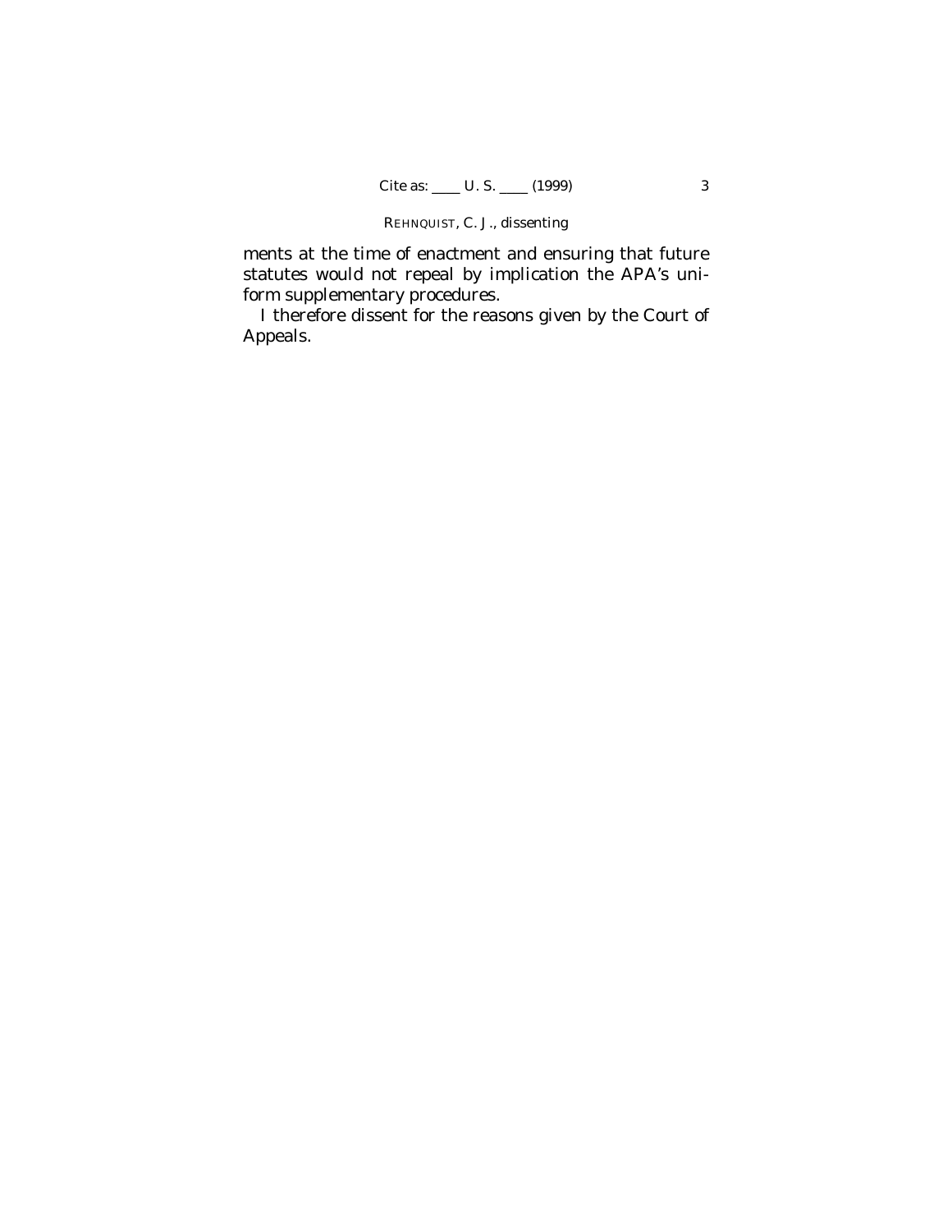ments at the time of enactment and ensuring that future statutes would not repeal by implication the APA's uniform supplementary procedures.

I therefore dissent for the reasons given by the Court of Appeals.